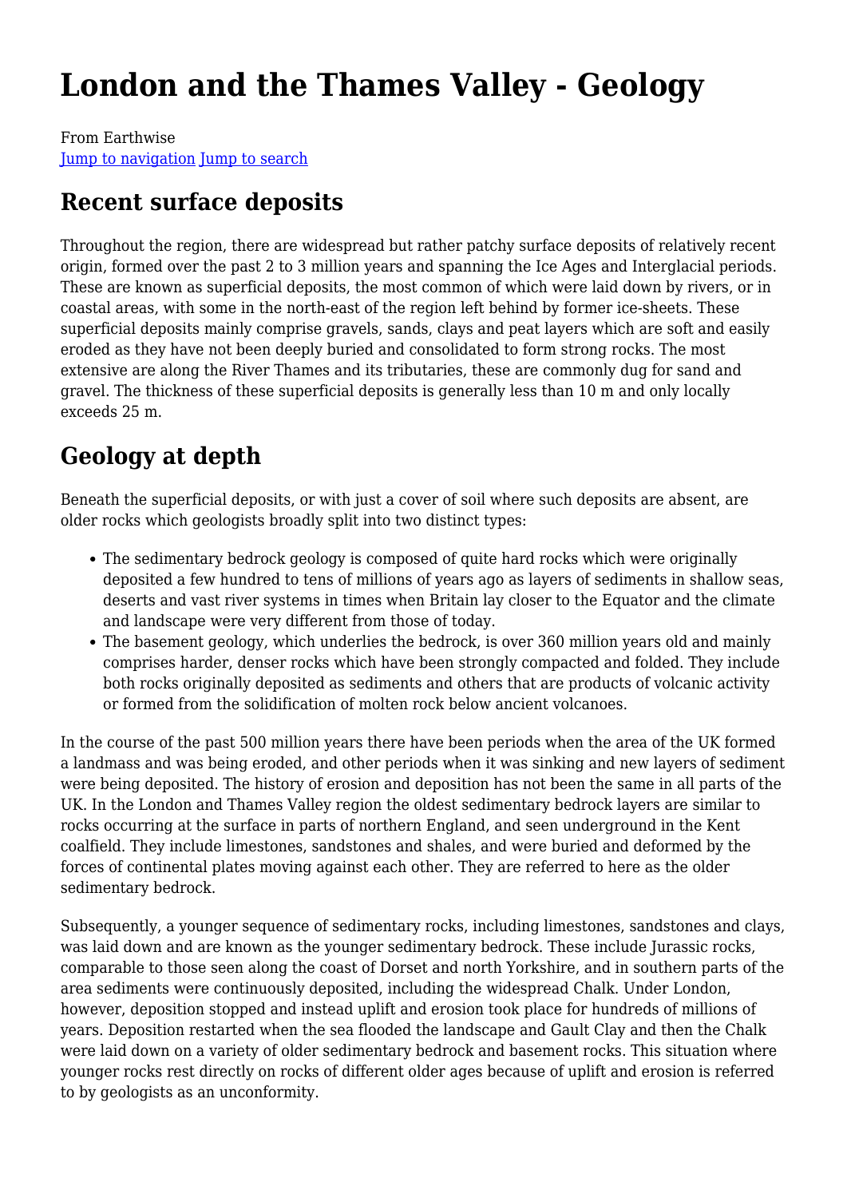# London and the Thames Valley - Geology

From Earthwise
Jump to navigation Jump to search

## Recent surface deposits

Throughout the region, there are widespread but rather patchy surface deposits of relatively recent origin, formed over the past 2 to 3 million years and spanning the Ice Ages and Interglacial periods. These are known as superficial deposits, the most common of which were laid down by rivers, or in coastal areas, with some in the north-east of the region left behind by former ice-sheets. These superficial deposits mainly comprise gravels, sands, clays and peat layers which are soft and easily eroded as they have not been deeply buried and consolidated to form strong rocks. The most extensive are along the River Thames and its tributaries, these are commonly dug for sand and gravel. The thickness of these superficial deposits is generally less than 10 m and only locally exceeds 25 m.

## Geology at depth

Beneath the superficial deposits, or with just a cover of soil where such deposits are absent, are older rocks which geologists broadly split into two distinct types:

- The sedimentary bedrock geology is composed of quite hard rocks which were originally deposited a few hundred to tens of millions of years ago as layers of sediments in shallow seas, deserts and vast river systems in times when Britain lay closer to the Equator and the climate and landscape were very different from those of today.
- The basement geology, which underlies the bedrock, is over 360 million years old and mainly comprises harder, denser rocks which have been strongly compacted and folded. They include both rocks originally deposited as sediments and others that are products of volcanic activity or formed from the solidification of molten rock below ancient volcanoes.

In the course of the past 500 million years there have been periods when the area of the UK formed a landmass and was being eroded, and other periods when it was sinking and new layers of sediment were being deposited. The history of erosion and deposition has not been the same in all parts of the UK. In the London and Thames Valley region the oldest sedimentary bedrock layers are similar to rocks occurring at the surface in parts of northern England, and seen underground in the Kent coalfield. They include limestones, sandstones and shales, and were buried and deformed by the forces of continental plates moving against each other. They are referred to here as the older sedimentary bedrock.

Subsequently, a younger sequence of sedimentary rocks, including limestones, sandstones and clays, was laid down and are known as the younger sedimentary bedrock. These include Jurassic rocks, comparable to those seen along the coast of Dorset and north Yorkshire, and in southern parts of the area sediments were continuously deposited, including the widespread Chalk. Under London, however, deposition stopped and instead uplift and erosion took place for hundreds of millions of years. Deposition restarted when the sea flooded the landscape and Gault Clay and then the Chalk were laid down on a variety of older sedimentary bedrock and basement rocks. This situation where younger rocks rest directly on rocks of different older ages because of uplift and erosion is referred to by geologists as an unconformity.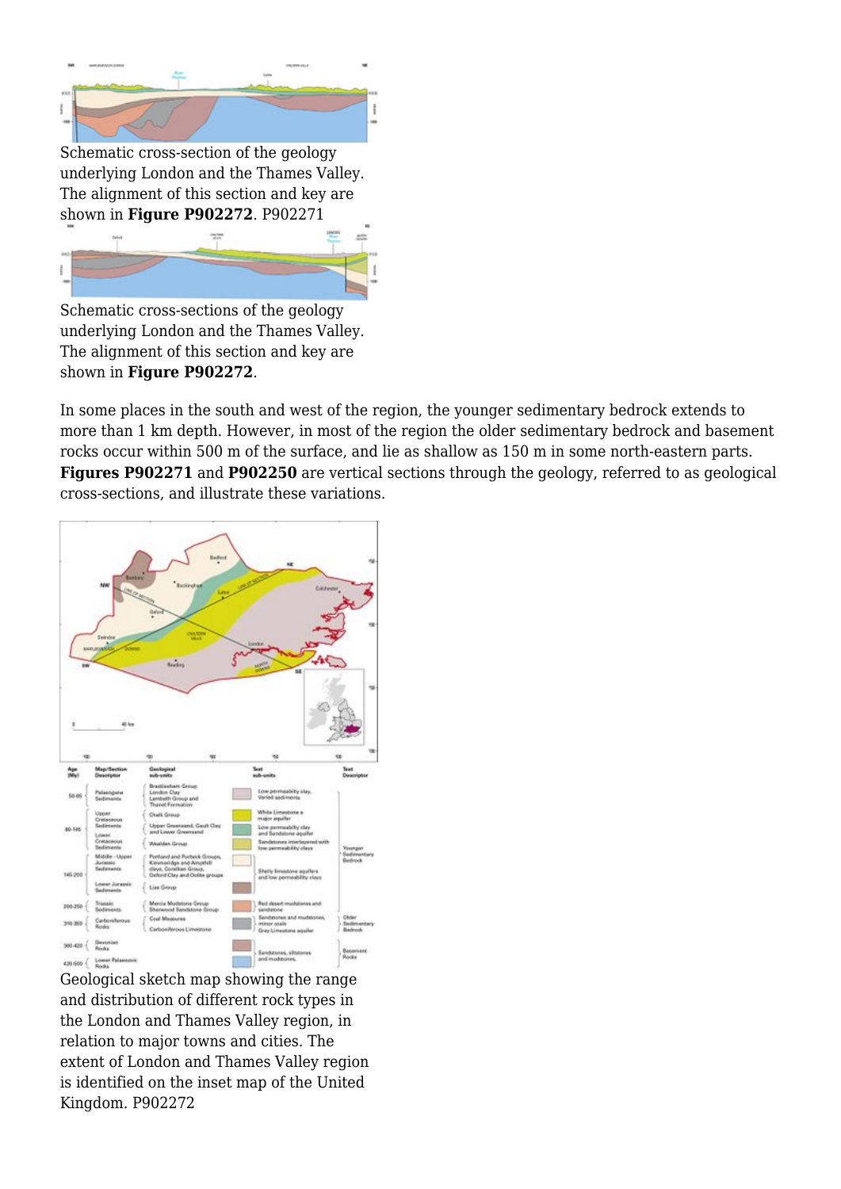Schematic cross-section of the geology underlying London and the Thames Valley. The alignment of this section and key are shown in **Figure P902272**. P902271

Schematic cross-sections of the geology underlying London and the Thames Valley. The alignment of this section and key are shown in **Figure P902272**.

In some places in the south and west of the region, the younger sedimentary bedrock extends to more than 1 km depth. However, in most of the region the older sedimentary bedrock and basement rocks occur within 500 m of the surface, and lie as shallow as 150 m in some north-eastern parts. **Figures P902271** and **P902250** are vertical sections through the geology, referred to as geological cross-sections, and illustrate these variations.

Geological sketch map showing the range and distribution of different rock types in the London and Thames Valley region, in relation to major towns and cities. The extent of London and Thames Valley region is identified on the inset map of the United Kingdom. P902272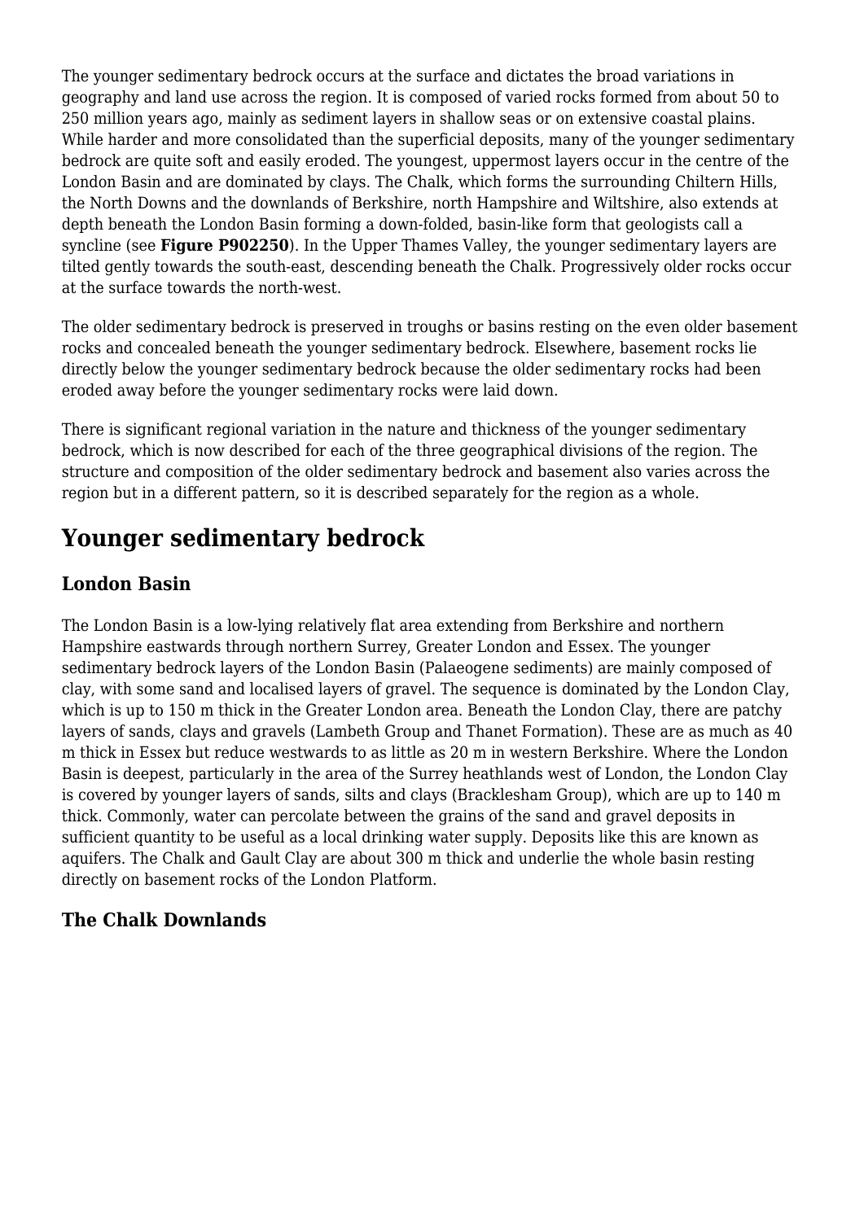The younger sedimentary bedrock occurs at the surface and dictates the broad variations in geography and land use across the region. It is composed of varied rocks formed from about 50 to 250 million years ago, mainly as sediment layers in shallow seas or on extensive coastal plains. While harder and more consolidated than the superficial deposits, many of the younger sedimentary bedrock are quite soft and easily eroded. The youngest, uppermost layers occur in the centre of the London Basin and are dominated by clays. The Chalk, which forms the surrounding Chiltern Hills, the North Downs and the downlands of Berkshire, north Hampshire and Wiltshire, also extends at depth beneath the London Basin forming a down-folded, basin-like form that geologists call a syncline (see **Figure P902250**). In the Upper Thames Valley, the younger sedimentary layers are tilted gently towards the south-east, descending beneath the Chalk. Progressively older rocks occur at the surface towards the north-west.

The older sedimentary bedrock is preserved in troughs or basins resting on the even older basement rocks and concealed beneath the younger sedimentary bedrock. Elsewhere, basement rocks lie directly below the younger sedimentary bedrock because the older sedimentary rocks had been eroded away before the younger sedimentary rocks were laid down.

There is significant regional variation in the nature and thickness of the younger sedimentary bedrock, which is now described for each of the three geographical divisions of the region. The structure and composition of the older sedimentary bedrock and basement also varies across the region but in a different pattern, so it is described separately for the region as a whole.

## Younger sedimentary bedrock

### London Basin

The London Basin is a low-lying relatively flat area extending from Berkshire and northern Hampshire eastwards through northern Surrey, Greater London and Essex. The younger sedimentary bedrock layers of the London Basin (Palaeogene sediments) are mainly composed of clay, with some sand and localised layers of gravel. The sequence is dominated by the London Clay, which is up to 150 m thick in the Greater London area. Beneath the London Clay, there are patchy layers of sands, clays and gravels (Lambeth Group and Thanet Formation). These are as much as 40 m thick in Essex but reduce westwards to as little as 20 m in western Berkshire. Where the London Basin is deepest, particularly in the area of the Surrey heathlands west of London, the London Clay is covered by younger layers of sands, silts and clays (Bracklesham Group), which are up to 140 m thick. Commonly, water can percolate between the grains of the sand and gravel deposits in sufficient quantity to be useful as a local drinking water supply. Deposits like this are known as aquifers. The Chalk and Gault Clay are about 300 m thick and underlie the whole basin resting directly on basement rocks of the London Platform.

### The Chalk Downlands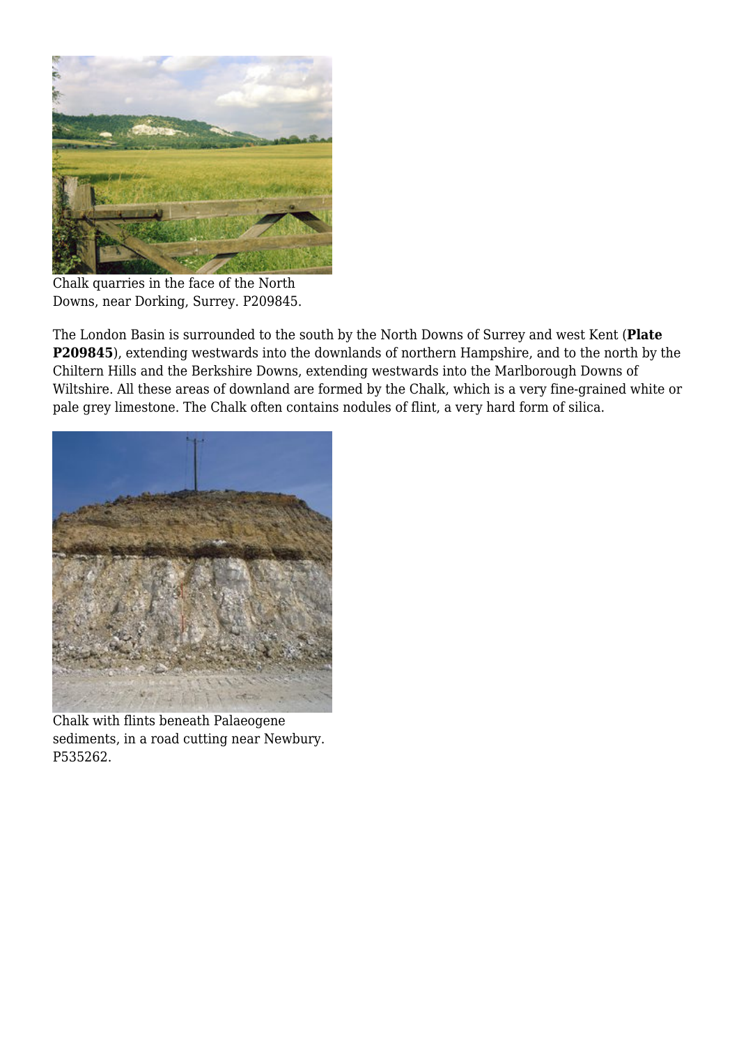Chalk quarries in the face of the North Downs, near Dorking, Surrey. P209845.

The London Basin is surrounded to the south by the North Downs of Surrey and west Kent (**Plate P209845**), extending westwards into the downlands of northern Hampshire, and to the north by the Chiltern Hills and the Berkshire Downs, extending westwards into the Marlborough Downs of Wiltshire. All these areas of downland are formed by the Chalk, which is a very fine-grained white or pale grey limestone. The Chalk often contains nodules of flint, a very hard form of silica.

Chalk with flints beneath Palaeogene sediments, in a road cutting near Newbury. P535262.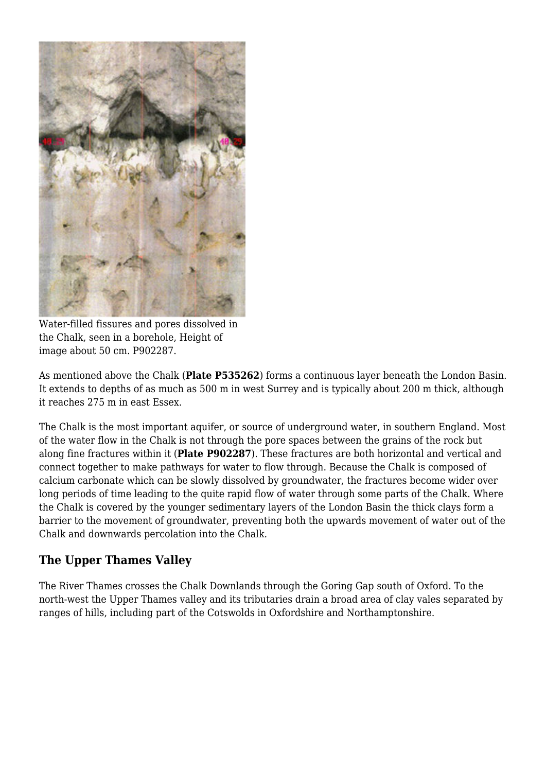Water-filled fissures and pores dissolved in the Chalk, seen in a borehole, Height of image about 50 cm. P902287.

As mentioned above the Chalk (**Plate P535262**) forms a continuous layer beneath the London Basin. It extends to depths of as much as 500 m in west Surrey and is typically about 200 m thick, although it reaches 275 m in east Essex.

The Chalk is the most important aquifer, or source of underground water, in southern England. Most of the water flow in the Chalk is not through the pore spaces between the grains of the rock but along fine fractures within it (**Plate P902287**). These fractures are both horizontal and vertical and connect together to make pathways for water to flow through. Because the Chalk is composed of calcium carbonate which can be slowly dissolved by groundwater, the fractures become wider over long periods of time leading to the quite rapid flow of water through some parts of the Chalk. Where the Chalk is covered by the younger sedimentary layers of the London Basin the thick clays form a barrier to the movement of groundwater, preventing both the upwards movement of water out of the Chalk and downwards percolation into the Chalk.

## The Upper Thames Valley

The River Thames crosses the Chalk Downlands through the Goring Gap south of Oxford. To the north-west the Upper Thames valley and its tributaries drain a broad area of clay vales separated by ranges of hills, including part of the Cotswolds in Oxfordshire and Northamptonshire.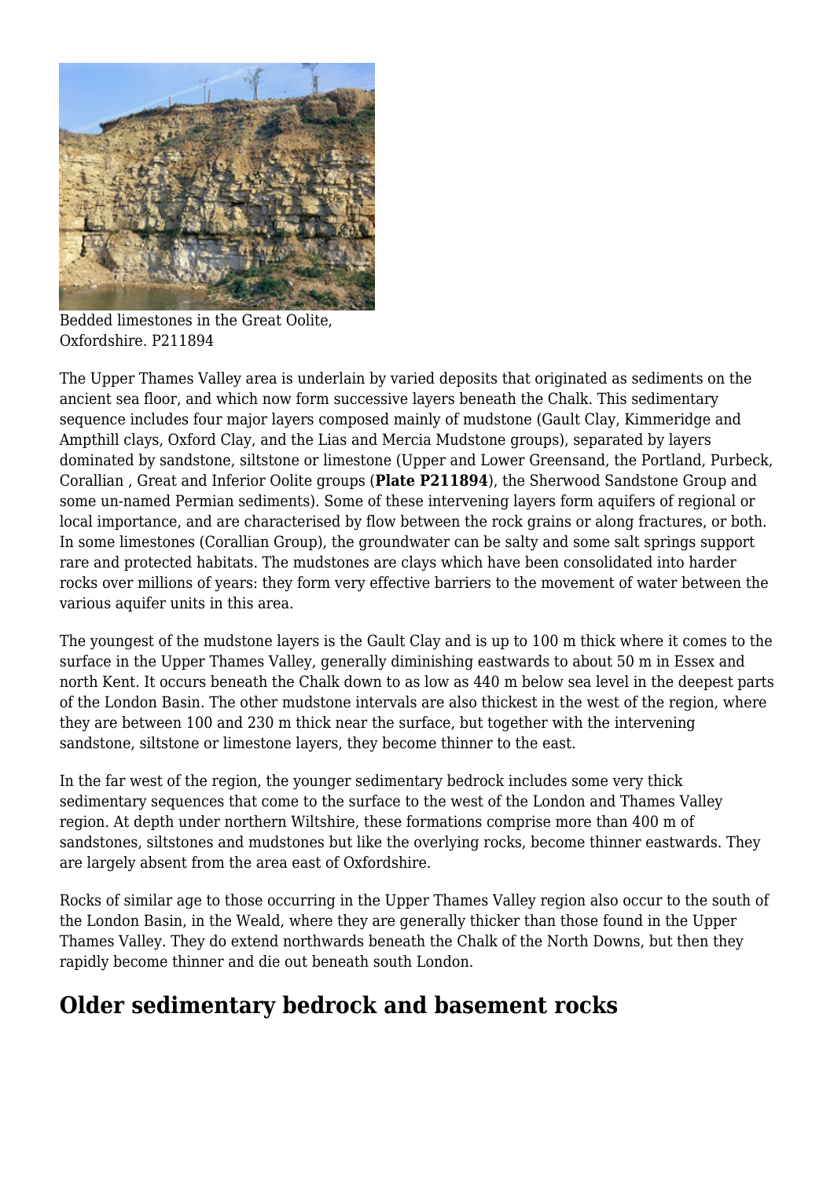Bedded limestones in the Great Oolite, Oxfordshire. P211894

The Upper Thames Valley area is underlain by varied deposits that originated as sediments on the ancient sea floor, and which now form successive layers beneath the Chalk. This sedimentary sequence includes four major layers composed mainly of mudstone (Gault Clay, Kimmeridge and Ampthill clays, Oxford Clay, and the Lias and Mercia Mudstone groups), separated by layers dominated by sandstone, siltstone or limestone (Upper and Lower Greensand, the Portland, Purbeck, Corallian , Great and Inferior Oolite groups (**Plate P211894**), the Sherwood Sandstone Group and some un-named Permian sediments). Some of these intervening layers form aquifers of regional or local importance, and are characterised by flow between the rock grains or along fractures, or both. In some limestones (Corallian Group), the groundwater can be salty and some salt springs support rare and protected habitats. The mudstones are clays which have been consolidated into harder rocks over millions of years: they form very effective barriers to the movement of water between the various aquifer units in this area.

The youngest of the mudstone layers is the Gault Clay and is up to 100 m thick where it comes to the surface in the Upper Thames Valley, generally diminishing eastwards to about 50 m in Essex and north Kent. It occurs beneath the Chalk down to as low as 440 m below sea level in the deepest parts of the London Basin. The other mudstone intervals are also thickest in the west of the region, where they are between 100 and 230 m thick near the surface, but together with the intervening sandstone, siltstone or limestone layers, they become thinner to the east.

In the far west of the region, the younger sedimentary bedrock includes some very thick sedimentary sequences that come to the surface to the west of the London and Thames Valley region. At depth under northern Wiltshire, these formations comprise more than 400 m of sandstones, siltstones and mudstones but like the overlying rocks, become thinner eastwards. They are largely absent from the area east of Oxfordshire.

Rocks of similar age to those occurring in the Upper Thames Valley region also occur to the south of the London Basin, in the Weald, where they are generally thicker than those found in the Upper Thames Valley. They do extend northwards beneath the Chalk of the North Downs, but then they rapidly become thinner and die out beneath south London.

## Older sedimentary bedrock and basement rocks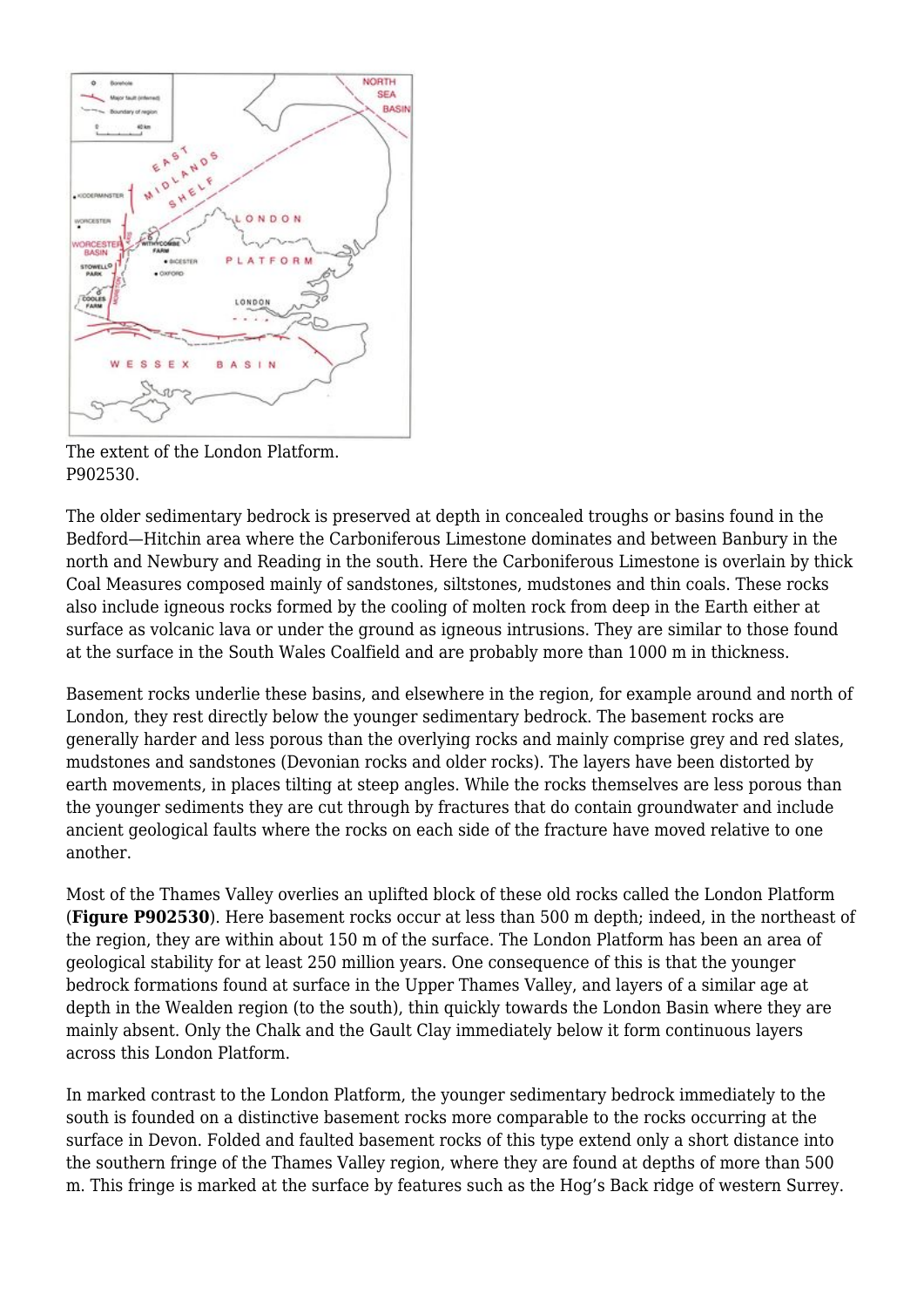The extent of the London Platform.
P902530.

The older sedimentary bedrock is preserved at depth in concealed troughs or basins found in the Bedford—Hitchin area where the Carboniferous Limestone dominates and between Banbury in the north and Newbury and Reading in the south. Here the Carboniferous Limestone is overlain by thick Coal Measures composed mainly of sandstones, siltstones, mudstones and thin coals. These rocks also include igneous rocks formed by the cooling of molten rock from deep in the Earth either at surface as volcanic lava or under the ground as igneous intrusions. They are similar to those found at the surface in the South Wales Coalfield and are probably more than 1000 m in thickness.

Basement rocks underlie these basins, and elsewhere in the region, for example around and north of London, they rest directly below the younger sedimentary bedrock. The basement rocks are generally harder and less porous than the overlying rocks and mainly comprise grey and red slates, mudstones and sandstones (Devonian rocks and older rocks). The layers have been distorted by earth movements, in places tilting at steep angles. While the rocks themselves are less porous than the younger sediments they are cut through by fractures that do contain groundwater and include ancient geological faults where the rocks on each side of the fracture have moved relative to one another.

Most of the Thames Valley overlies an uplifted block of these old rocks called the London Platform (**Figure P902530**). Here basement rocks occur at less than 500 m depth; indeed, in the northeast of the region, they are within about 150 m of the surface. The London Platform has been an area of geological stability for at least 250 million years. One consequence of this is that the younger bedrock formations found at surface in the Upper Thames Valley, and layers of a similar age at depth in the Wealden region (to the south), thin quickly towards the London Basin where they are mainly absent. Only the Chalk and the Gault Clay immediately below it form continuous layers across this London Platform.

In marked contrast to the London Platform, the younger sedimentary bedrock immediately to the south is founded on a distinctive basement rocks more comparable to the rocks occurring at the surface in Devon. Folded and faulted basement rocks of this type extend only a short distance into the southern fringe of the Thames Valley region, where they are found at depths of more than 500 m. This fringe is marked at the surface by features such as the Hog's Back ridge of western Surrey.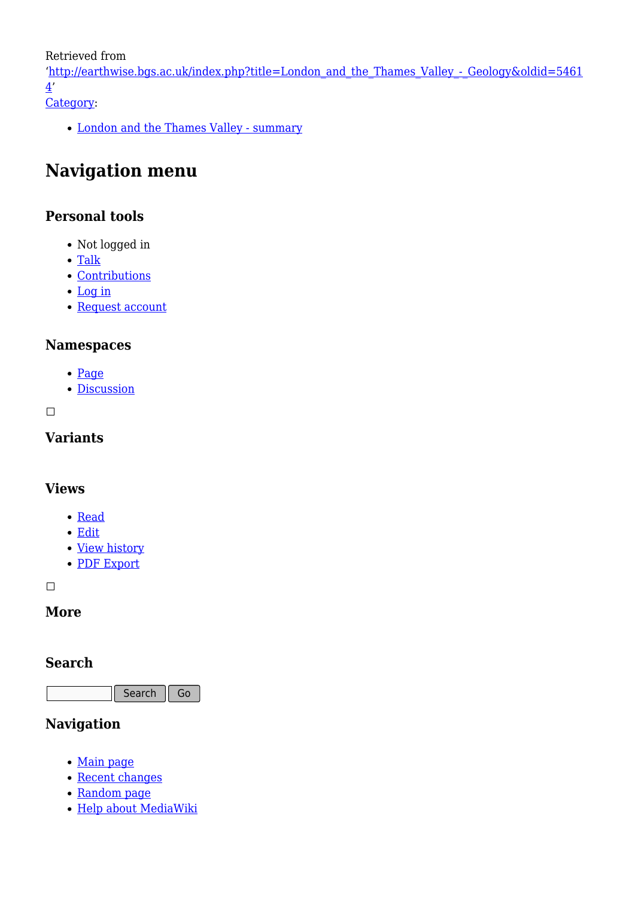Retrieved from
'http://earthwise.bgs.ac.uk/index.php?title=London_and_the_Thames_Valley_-_Geology&oldid=54614'
Category:

- London and the Thames Valley - summary

# Navigation menu

## Personal tools

- Not logged in
- Talk
- Contributions
- Log in
- Request account

## Namespaces

- Page
- Discussion

## Variants

## Views

- Read
- Edit
- View history
- PDF Export

## More

## Search

Search Go

## Navigation

- Main page
- Recent changes
- Random page
- Help about MediaWiki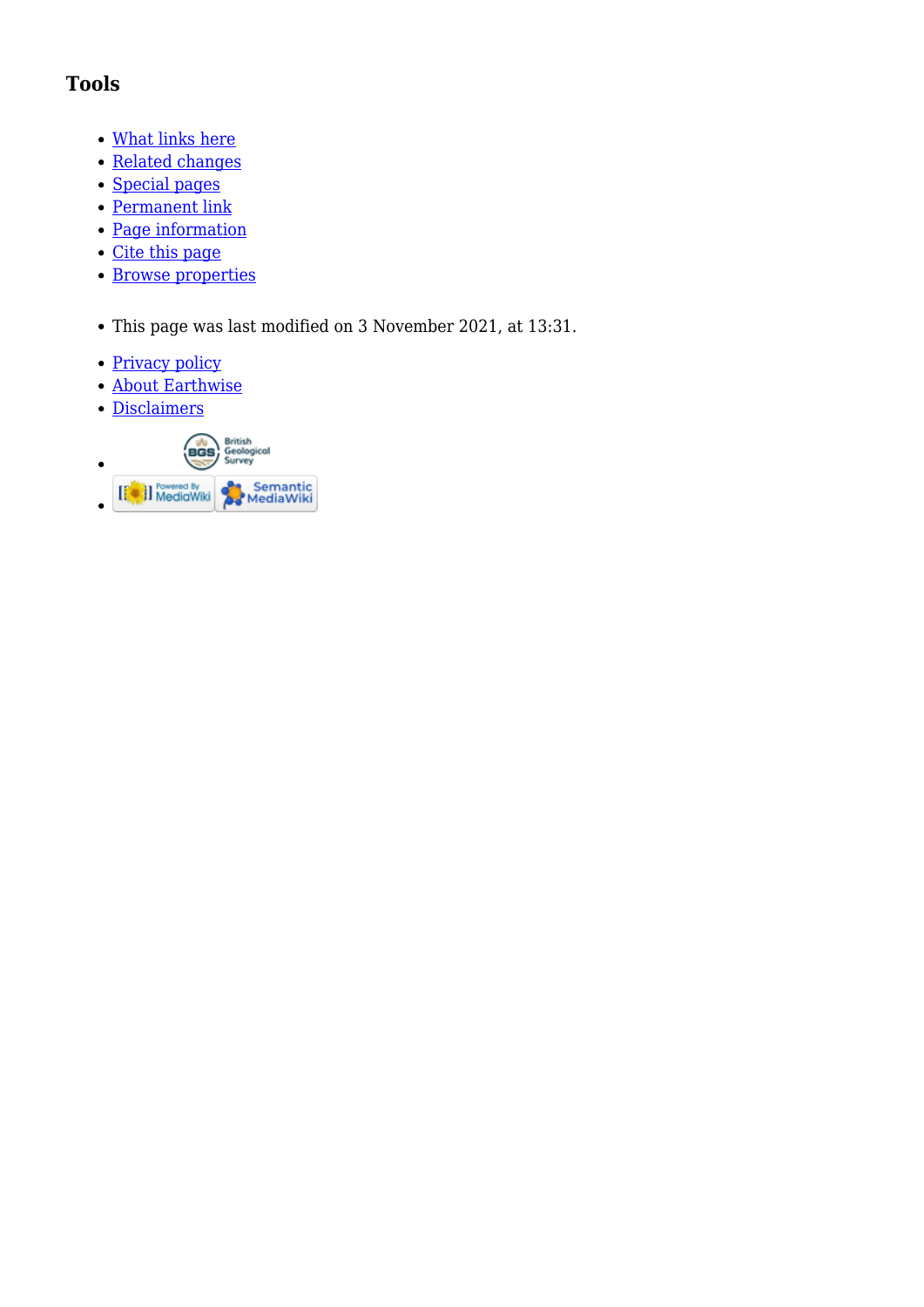## Tools

- What links here
- Related changes
- Special pages
- Permanent link
- Page information
- Cite this page
- Browse properties

- This page was last modified on 3 November 2021, at 13:31.

- Privacy policy
- About Earthwise
- Disclaimers